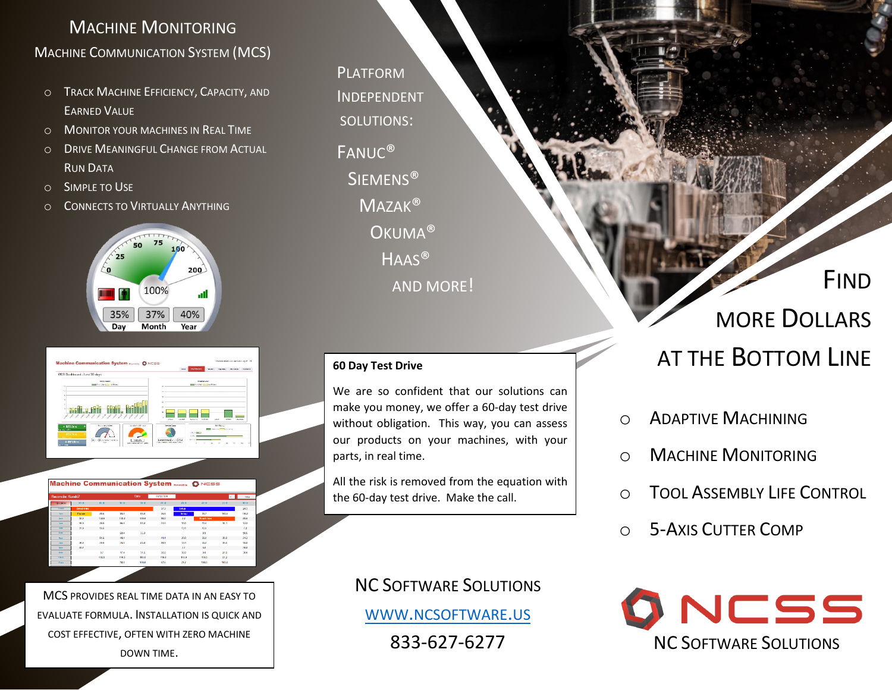# Machine Monitoring

## Machine Communication System (MCS)

- Track Machine Efficiency, Capacity, and Earned Value
- Monitor Your Machines in Real Time
- Drive Meaningful Change from Actual Run Data
- Simple to Use
- Connects to Virtually Anything

MCS provides real time data in an easy to evaluate formula. Installation is quick and cost effective, often with zero machine down time.

Platform Independent Solutions:

Fanuc®
Siemens®
Mazak®
Okuma®
Haas®
and more!

**60 Day Test Drive**

We are so confident that our solutions can make you money, we offer a 60-day test drive without obligation. This way, you can assess our products on your machines, with your parts, in real time.

All the risk is removed from the equation with the 60-day test drive. Make the call.

NC Software Solutions

[www.ncsoftware.us](http://www.ncsoftware.us)

833-627-6277

# Find More Dollars at the Bottom Line

- Adaptive Machining
- Machine Monitoring
- Tool Assembly Life Control
- 5-Axis Cutter Comp

NCSS

NC Software Solutions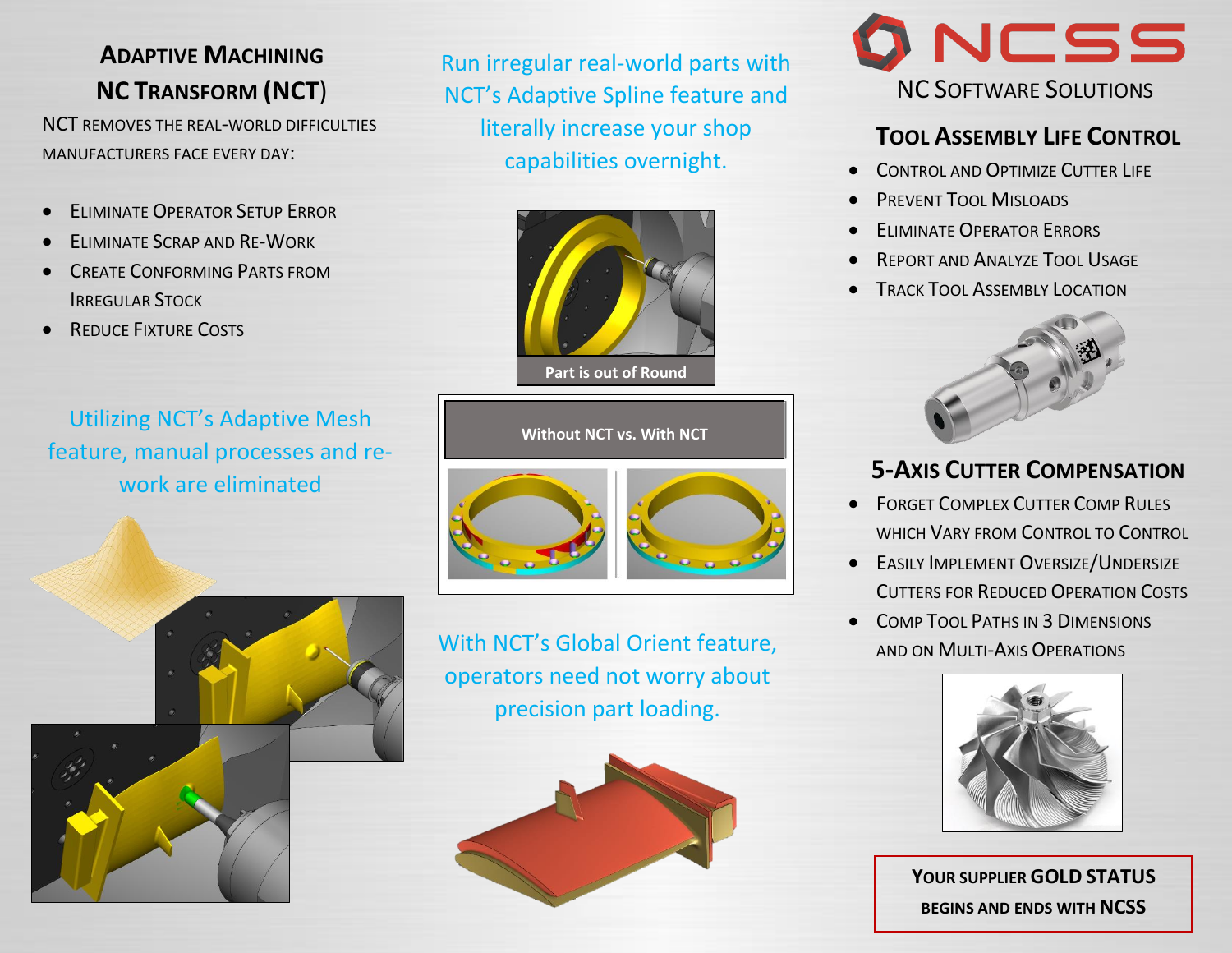## Adaptive Machining NC Transform (NCT)

NCT removes the real-world difficulties manufacturers face every day:

- Eliminate Operator Setup Error
- Eliminate Scrap and Re-Work
- Create Conforming Parts from Irregular Stock
- Reduce Fixture Costs

Utilizing NCT's Adaptive Mesh feature, manual processes and re-work are eliminated

Run irregular real-world parts with NCT's Adaptive Spline feature and literally increase your shop capabilities overnight.

Part is out of Round

Without NCT vs. With NCT

With NCT's Global Orient feature, operators need not worry about precision part loading.

# NCSS

NC Software Solutions

## Tool Assembly Life Control

- Control and Optimize Cutter Life
- Prevent Tool Misloads
- Eliminate Operator Errors
- Report and Analyze Tool Usage
- Track Tool Assembly Location

## 5-Axis Cutter Compensation

- Forget Complex Cutter Comp Rules which Vary from Control to Control
- Easily Implement Oversize/Undersize Cutters for Reduced Operation Costs
- Comp Tool Paths in 3 Dimensions and on Multi-Axis Operations

**Your supplier GOLD STATUS begins and ends with NCSS**